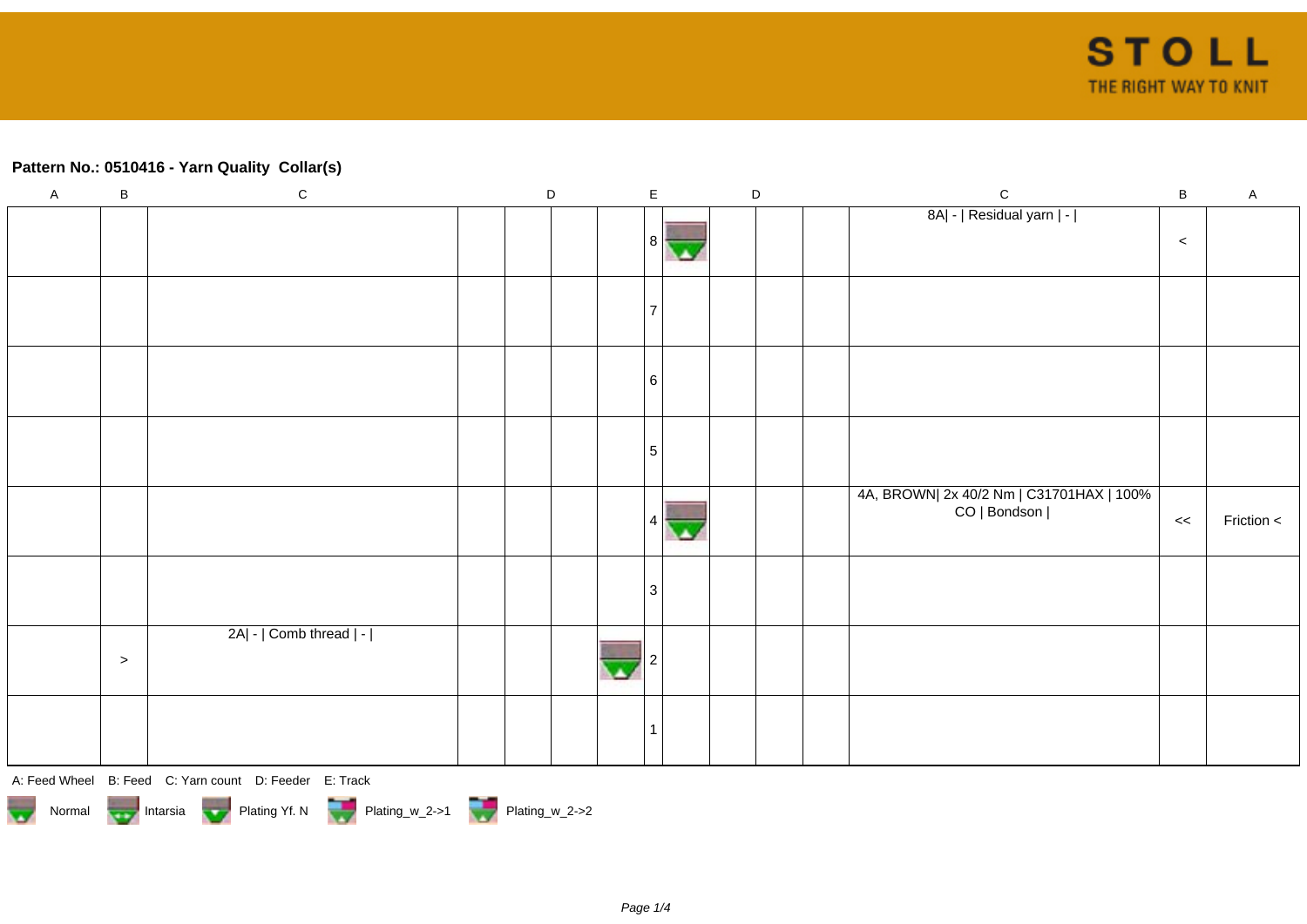**Pattern No.: 0510416 - Yarn Quality Collar(s)**

| A | B | C | D | D | D | D | E | D | D | D | C | B | A |
|---|---|---|---|---|---|---|---|---|---|---|---|---|---|
| | | | | | | | 8 | | | | 8A\| - \| Residual yarn \| - \| | < | |
| | | | | | | | 7 | | | | | | |
| | | | | | | | 6 | | | | | | |
| | | | | | | | 5 | | | | | | |
| | | | | | | | 4 | | | | 4A, BROWN\| 2x 40/2 Nm \| C31701HAX \| 100% CO \| Bondson \| | << | Friction < |
| | | | | | | | 3 | | | | | | |
| | > | 2A\| - \| Comb thread \| - \| | | | | | 2 | | | | | | |
| | | | | | | | 1 | | | | | | |

A: Feed Wheel B: Feed C: Yarn count D: Feeder E: Track

Normal Intarsia Plating Yf. N Plating_w_2->1 Plating_w_2->2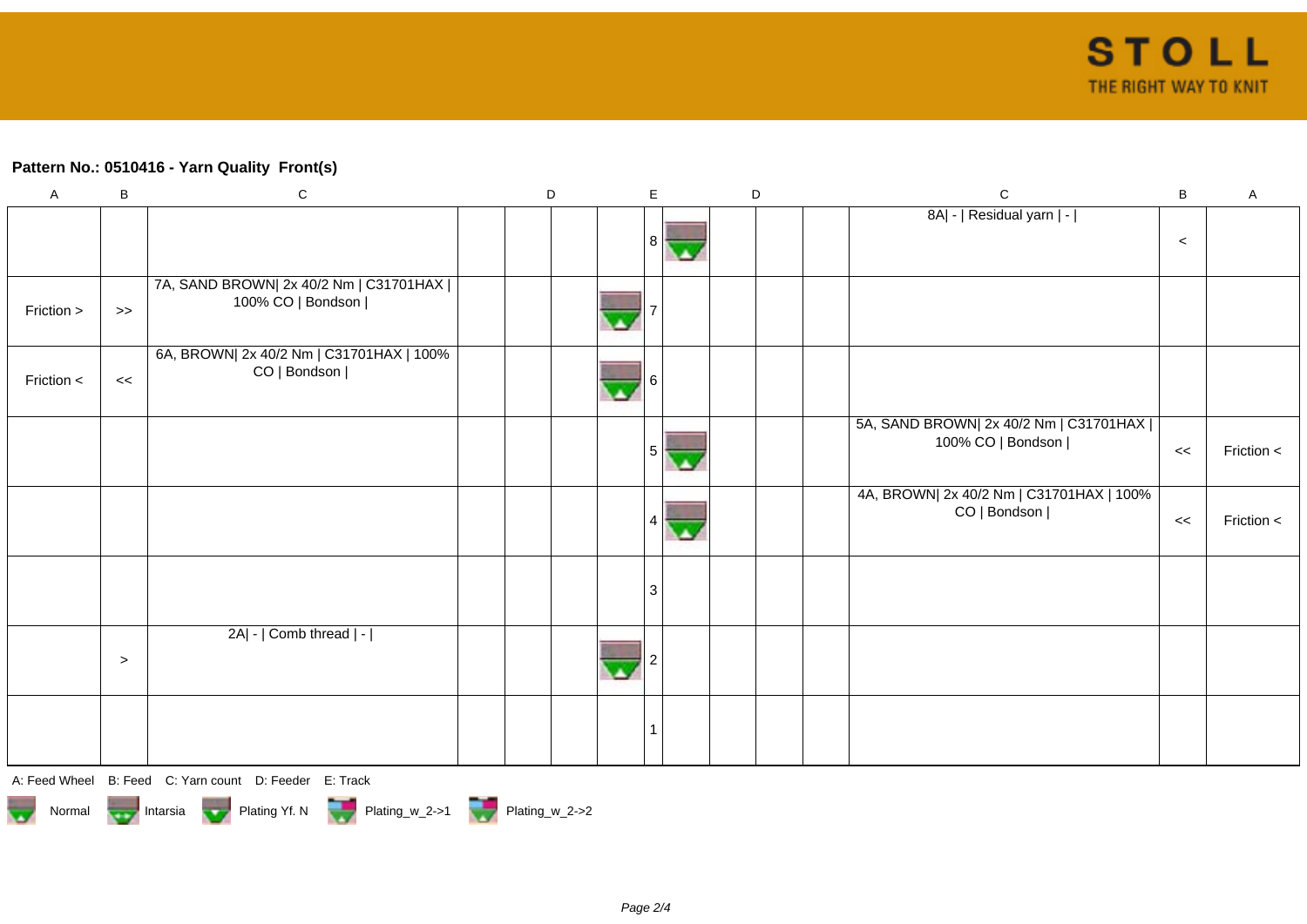**Pattern No.: 0510416 - Yarn Quality Front(s)**

| A | B | C | D | D | D | D | E | D | D | D | D | C | B | A |
|---|---|---|---|---|---|---|---|---|---|---|---|---|---|---|
| | | | | | | | 8 | | | | | 8A\| - \| Residual yarn \| - \| | < | |
| Friction > | >> | 7A, SAND BROWN\| 2x 40/2 Nm \| C31701HAX \| 100% CO \| Bondson \| | | | | | 7 | | | | | | | |
| Friction < | << | 6A, BROWN\| 2x 40/2 Nm \| C31701HAX \| 100% CO \| Bondson \| | | | | | 6 | | | | | | | |
| | | | | | | | 5 | | | | | 5A, SAND BROWN\| 2x 40/2 Nm \| C31701HAX \| 100% CO \| Bondson \| | << | Friction < |
| | | | | | | | 4 | | | | | 4A, BROWN\| 2x 40/2 Nm \| C31701HAX \| 100% CO \| Bondson \| | << | Friction < |
| | | | | | | | 3 | | | | | | | |
| | > | 2A\| - \| Comb thread \| - \| | | | | | 2 | | | | | | | |
| | | | | | | | 1 | | | | | | | |

A: Feed Wheel B: Feed C: Yarn count D: Feeder E: Track

Normal Intarsia Plating Yf. N Plating_w_2->1 Plating_w_2->2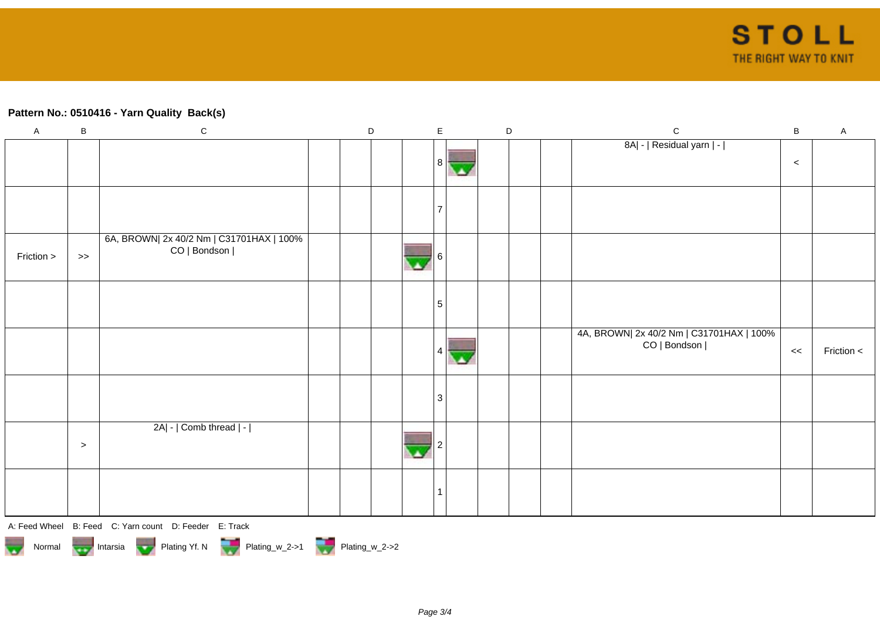**Pattern No.: 0510416 - Yarn Quality  Back(s)**

| A | B | C | D | | | | E | | D | | | C | B | A |
|---|---|---|---|---|---|---|---|---|---|---|---|---|---|---|
| | | | | | | | 8 | | | | | 8A\| - \| Residual yarn \| - \| | < | |
| | | | | | | | 7 | | | | | | | |
| Friction > | >> | 6A, BROWN\| 2x 40/2 Nm \| C31701HAX \| 100% CO \| Bondson \| | | | | | 6 | | | | | | | |
| | | | | | | | 5 | | | | | | | |
| | | | | | | | 4 | | | | | 4A, BROWN\| 2x 40/2 Nm \| C31701HAX \| 100% CO \| Bondson \| | << | Friction < |
| | | | | | | | 3 | | | | | | | |
| | > | 2A\| - \| Comb thread \| - \| | | | | | 2 | | | | | | | |
| | | | | | | | 1 | | | | | | | |

A: Feed Wheel   B: Feed   C: Yarn count   D: Feeder   E: Track

Normal   Intarsia   Plating Yf. N   Plating_w_2->1   Plating_w_2->2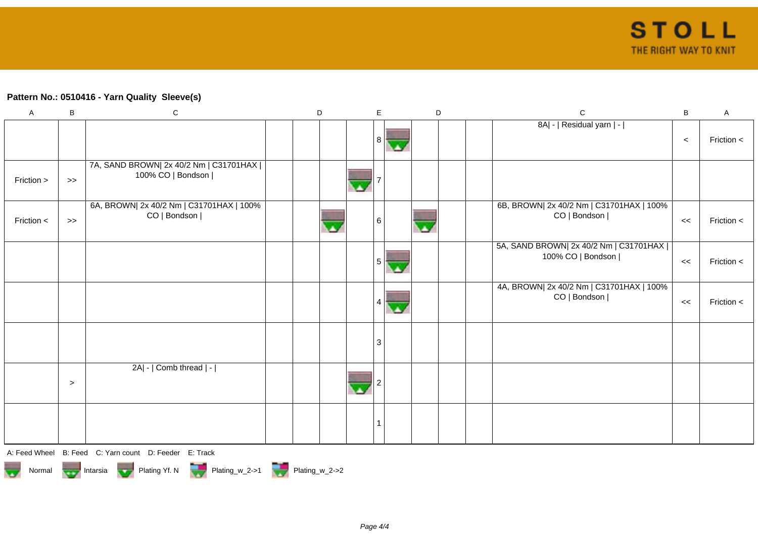**Pattern No.: 0510416 - Yarn Quality  Sleeve(s)**

| A | B | C | D | D | D | D | E | D | D | D | D | C | B | A |
|---|---|---|---|---|---|---|---|---|---|---|---|---|---|---|
| | | | | | | | 8 | | | | | 8A\| - \| Residual yarn \| - \| | < | Friction < |
| Friction > | >> | 7A, SAND BROWN\| 2x 40/2 Nm \| C31701HAX \| 100% CO \| Bondson \| | | | | | 7 | | | | | | | |
| Friction < | >> | 6A, BROWN\| 2x 40/2 Nm \| C31701HAX \| 100% CO \| Bondson \| | | | | | 6 | | | | | 6B, BROWN\| 2x 40/2 Nm \| C31701HAX \| 100% CO \| Bondson \| | << | Friction < |
| | | | | | | | 5 | | | | | 5A, SAND BROWN\| 2x 40/2 Nm \| C31701HAX \| 100% CO \| Bondson \| | << | Friction < |
| | | | | | | | 4 | | | | | 4A, BROWN\| 2x 40/2 Nm \| C31701HAX \| 100% CO \| Bondson \| | << | Friction < |
| | | | | | | | 3 | | | | | | | |
| | > | 2A\| - \| Comb thread \| - \| | | | | | 2 | | | | | | | |
| | | | | | | | 1 | | | | | | | |

A: Feed Wheel   B: Feed   C: Yarn count   D: Feeder   E: Track

Normal   Intarsia   Plating Yf. N   Plating_w_2->1   Plating_w_2->2